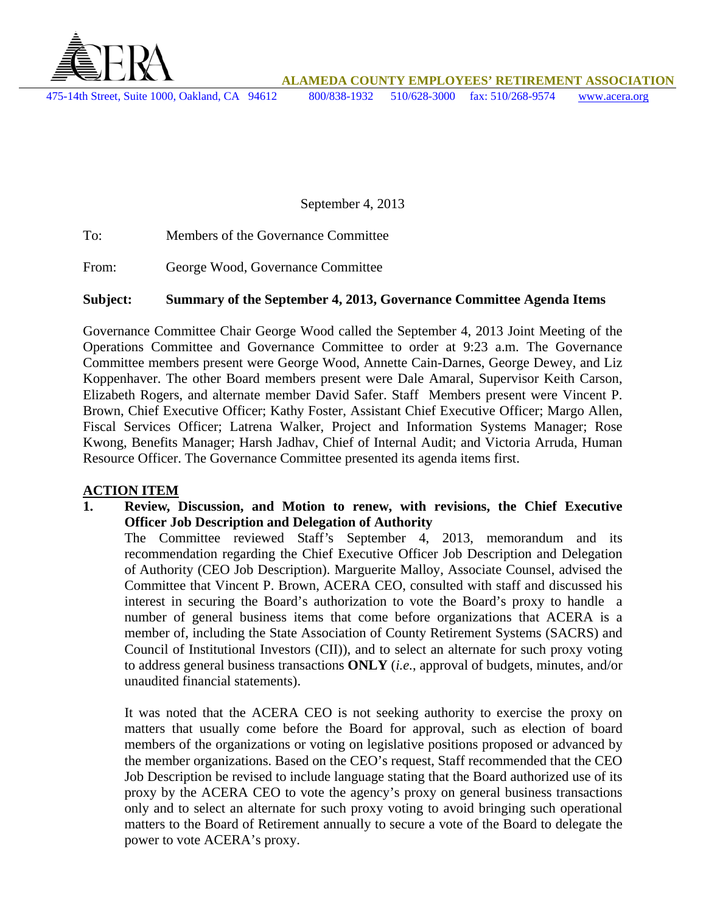**ALAMEDA COUNTY EMPLOYEES' RETIREMENT ASSOCIATION**

475-14th Street, Suite 1000, Oakland, CA 94612 800/838-1932 510/628-3000 fax: 510/268-9574 www.acera.org

September 4, 2013

To: Members of the Governance Committee

From: George Wood, Governance Committee

**Subject: Summary of the September 4, 2013, Governance Committee Agenda Items**

Governance Committee Chair George Wood called the September 4, 2013 Joint Meeting of the Operations Committee and Governance Committee to order at 9:23 a.m. The Governance Committee members present were George Wood, Annette Cain-Darnes, George Dewey, and Liz Koppenhaver. The other Board members present were Dale Amaral, Supervisor Keith Carson, Elizabeth Rogers, and alternate member David Safer. Staff Members present were Vincent P. Brown, Chief Executive Officer; Kathy Foster, Assistant Chief Executive Officer; Margo Allen, Fiscal Services Officer; Latrena Walker, Project and Information Systems Manager; Rose Kwong, Benefits Manager; Harsh Jadhav, Chief of Internal Audit; and Victoria Arruda, Human Resource Officer. The Governance Committee presented its agenda items first.

**ACTION ITEM**

1. **Review, Discussion, and Motion to renew, with revisions, the Chief Executive Officer Job Description and Delegation of Authority**

   The Committee reviewed Staff's September 4, 2013, memorandum and its recommendation regarding the Chief Executive Officer Job Description and Delegation of Authority (CEO Job Description). Marguerite Malloy, Associate Counsel, advised the Committee that Vincent P. Brown, ACERA CEO, consulted with staff and discussed his interest in securing the Board's authorization to vote the Board's proxy to handle a number of general business items that come before organizations that ACERA is a member of, including the State Association of County Retirement Systems (SACRS) and Council of Institutional Investors (CII)), and to select an alternate for such proxy voting to address general business transactions **ONLY** (*i.e.*, approval of budgets, minutes, and/or unaudited financial statements).

   It was noted that the ACERA CEO is not seeking authority to exercise the proxy on matters that usually come before the Board for approval, such as election of board members of the organizations or voting on legislative positions proposed or advanced by the member organizations. Based on the CEO's request, Staff recommended that the CEO Job Description be revised to include language stating that the Board authorized use of its proxy by the ACERA CEO to vote the agency's proxy on general business transactions only and to select an alternate for such proxy voting to avoid bringing such operational matters to the Board of Retirement annually to secure a vote of the Board to delegate the power to vote ACERA's proxy.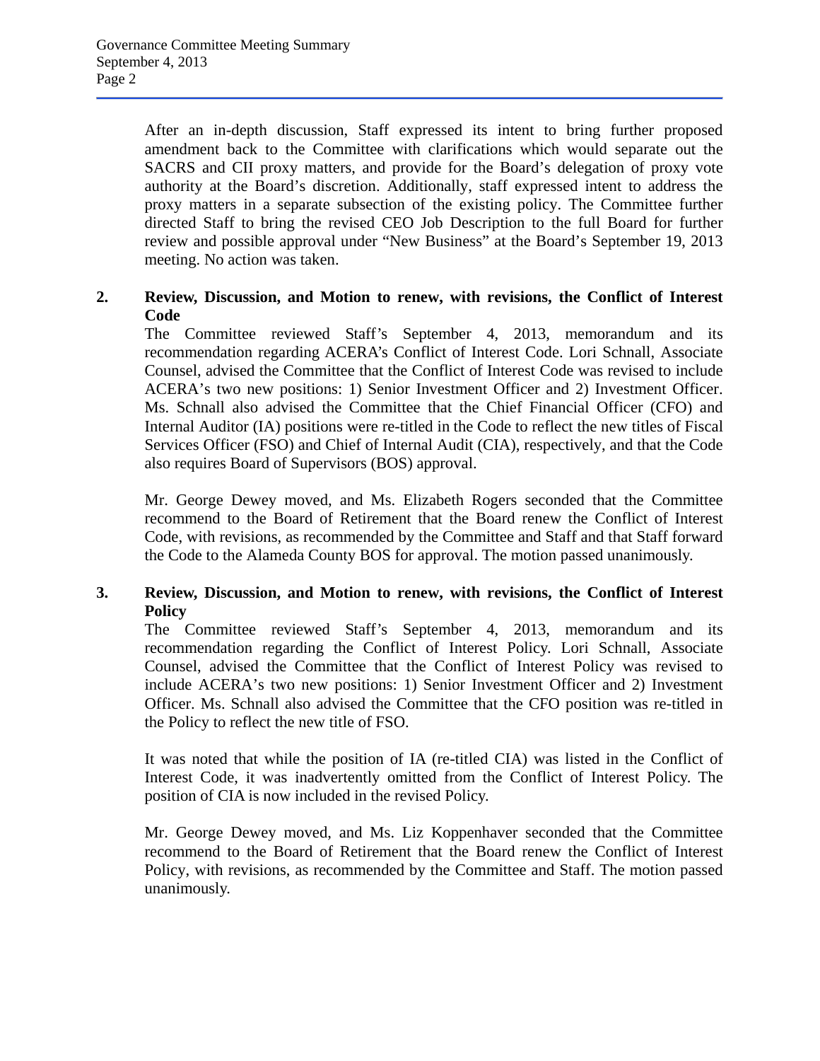After an in-depth discussion, Staff expressed its intent to bring further proposed amendment back to the Committee with clarifications which would separate out the SACRS and CII proxy matters, and provide for the Board's delegation of proxy vote authority at the Board's discretion. Additionally, staff expressed intent to address the proxy matters in a separate subsection of the existing policy. The Committee further directed Staff to bring the revised CEO Job Description to the full Board for further review and possible approval under "New Business" at the Board's September 19, 2013 meeting. No action was taken.

**2. Review, Discussion, and Motion to renew, with revisions, the Conflict of Interest Code**

The Committee reviewed Staff's September 4, 2013, memorandum and its recommendation regarding ACERA's Conflict of Interest Code. Lori Schnall, Associate Counsel, advised the Committee that the Conflict of Interest Code was revised to include ACERA's two new positions: 1) Senior Investment Officer and 2) Investment Officer. Ms. Schnall also advised the Committee that the Chief Financial Officer (CFO) and Internal Auditor (IA) positions were re-titled in the Code to reflect the new titles of Fiscal Services Officer (FSO) and Chief of Internal Audit (CIA), respectively, and that the Code also requires Board of Supervisors (BOS) approval.

Mr. George Dewey moved, and Ms. Elizabeth Rogers seconded that the Committee recommend to the Board of Retirement that the Board renew the Conflict of Interest Code, with revisions, as recommended by the Committee and Staff and that Staff forward the Code to the Alameda County BOS for approval. The motion passed unanimously.

**3. Review, Discussion, and Motion to renew, with revisions, the Conflict of Interest Policy**

The Committee reviewed Staff's September 4, 2013, memorandum and its recommendation regarding the Conflict of Interest Policy. Lori Schnall, Associate Counsel, advised the Committee that the Conflict of Interest Policy was revised to include ACERA's two new positions: 1) Senior Investment Officer and 2) Investment Officer. Ms. Schnall also advised the Committee that the CFO position was re-titled in the Policy to reflect the new title of FSO.

It was noted that while the position of IA (re-titled CIA) was listed in the Conflict of Interest Code, it was inadvertently omitted from the Conflict of Interest Policy. The position of CIA is now included in the revised Policy.

Mr. George Dewey moved, and Ms. Liz Koppenhaver seconded that the Committee recommend to the Board of Retirement that the Board renew the Conflict of Interest Policy, with revisions, as recommended by the Committee and Staff. The motion passed unanimously.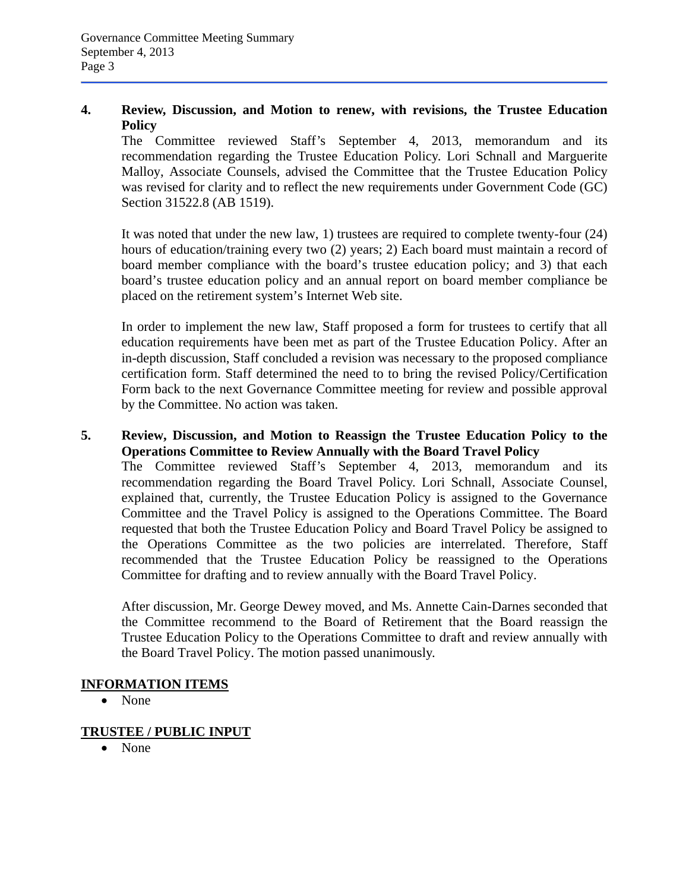**4. Review, Discussion, and Motion to renew, with revisions, the Trustee Education Policy**

The Committee reviewed Staff's September 4, 2013, memorandum and its recommendation regarding the Trustee Education Policy. Lori Schnall and Marguerite Malloy, Associate Counsels, advised the Committee that the Trustee Education Policy was revised for clarity and to reflect the new requirements under Government Code (GC) Section 31522.8 (AB 1519).

It was noted that under the new law, 1) trustees are required to complete twenty-four (24) hours of education/training every two (2) years; 2) Each board must maintain a record of board member compliance with the board's trustee education policy; and 3) that each board's trustee education policy and an annual report on board member compliance be placed on the retirement system's Internet Web site.

In order to implement the new law, Staff proposed a form for trustees to certify that all education requirements have been met as part of the Trustee Education Policy. After an in-depth discussion, Staff concluded a revision was necessary to the proposed compliance certification form. Staff determined the need to to bring the revised Policy/Certification Form back to the next Governance Committee meeting for review and possible approval by the Committee. No action was taken.

**5. Review, Discussion, and Motion to Reassign the Trustee Education Policy to the Operations Committee to Review Annually with the Board Travel Policy**

The Committee reviewed Staff's September 4, 2013, memorandum and its recommendation regarding the Board Travel Policy. Lori Schnall, Associate Counsel, explained that, currently, the Trustee Education Policy is assigned to the Governance Committee and the Travel Policy is assigned to the Operations Committee. The Board requested that both the Trustee Education Policy and Board Travel Policy be assigned to the Operations Committee as the two policies are interrelated. Therefore, Staff recommended that the Trustee Education Policy be reassigned to the Operations Committee for drafting and to review annually with the Board Travel Policy.

After discussion, Mr. George Dewey moved, and Ms. Annette Cain-Darnes seconded that the Committee recommend to the Board of Retirement that the Board reassign the Trustee Education Policy to the Operations Committee to draft and review annually with the Board Travel Policy. The motion passed unanimously.

## INFORMATION ITEMS

- None

## TRUSTEE / PUBLIC INPUT

- None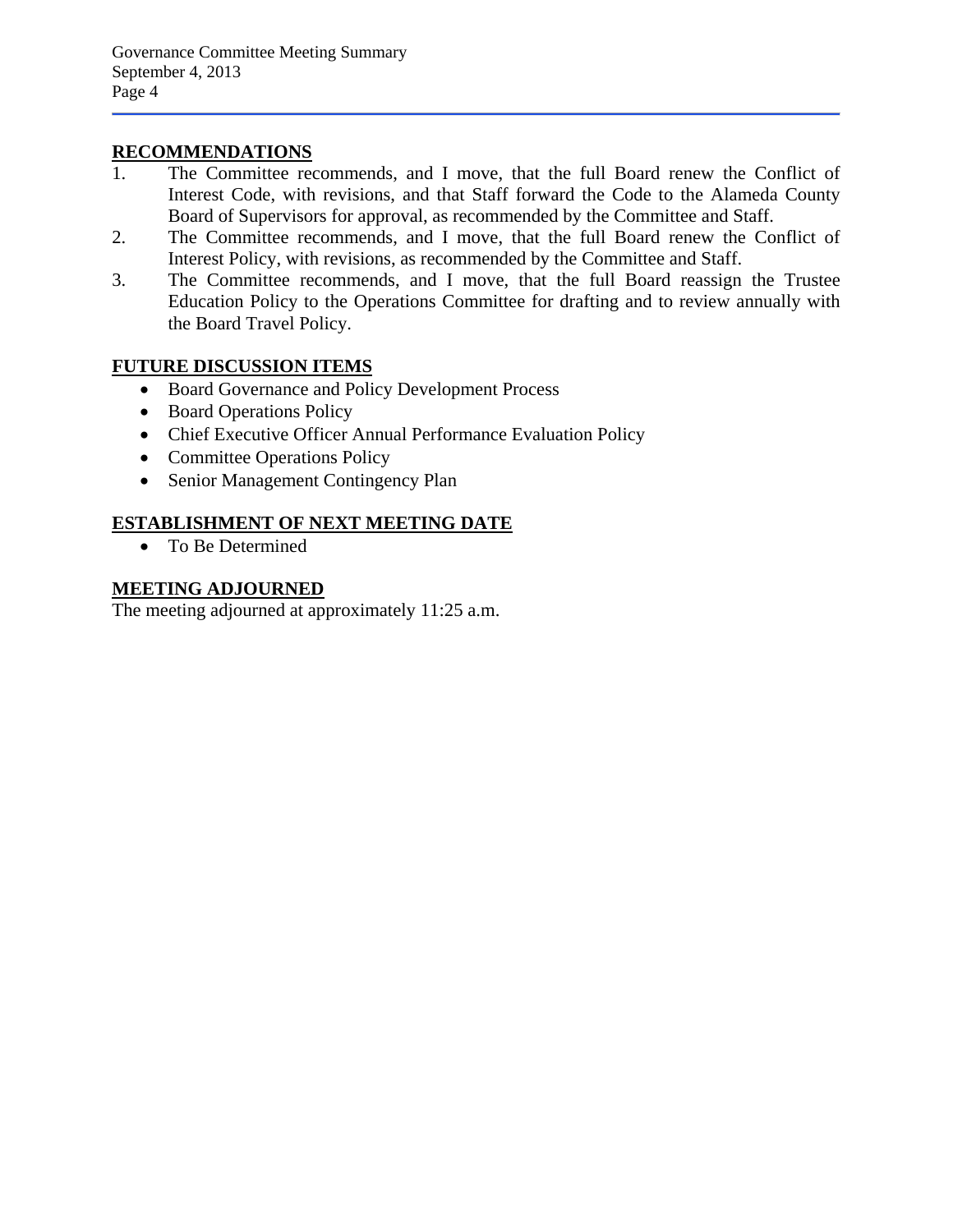## RECOMMENDATIONS

1. The Committee recommends, and I move, that the full Board renew the Conflict of Interest Code, with revisions, and that Staff forward the Code to the Alameda County Board of Supervisors for approval, as recommended by the Committee and Staff.
2. The Committee recommends, and I move, that the full Board renew the Conflict of Interest Policy, with revisions, as recommended by the Committee and Staff.
3. The Committee recommends, and I move, that the full Board reassign the Trustee Education Policy to the Operations Committee for drafting and to review annually with the Board Travel Policy.

## FUTURE DISCUSSION ITEMS

- Board Governance and Policy Development Process
- Board Operations Policy
- Chief Executive Officer Annual Performance Evaluation Policy
- Committee Operations Policy
- Senior Management Contingency Plan

## ESTABLISHMENT OF NEXT MEETING DATE

- To Be Determined

## MEETING ADJOURNED

The meeting adjourned at approximately 11:25 a.m.